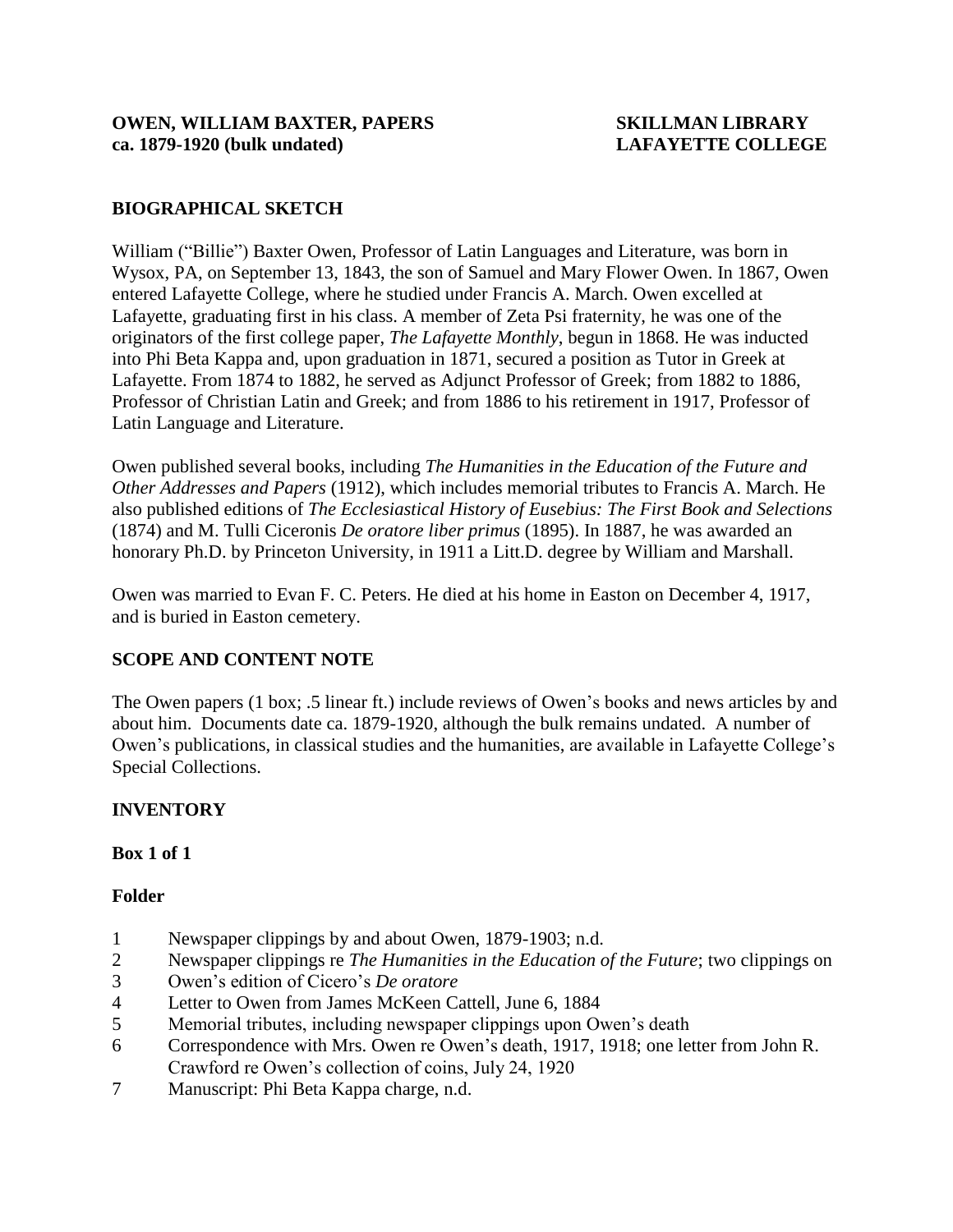**OWEN, WILLIAM BAXTER, PAPERS**
**ca. 1879-1920 (bulk undated)**

**SKILLMAN LIBRARY**
**LAFAYETTE COLLEGE**

## BIOGRAPHICAL SKETCH

William ("Billie") Baxter Owen, Professor of Latin Languages and Literature, was born in Wysox, PA, on September 13, 1843, the son of Samuel and Mary Flower Owen. In 1867, Owen entered Lafayette College, where he studied under Francis A. March. Owen excelled at Lafayette, graduating first in his class. A member of Zeta Psi fraternity, he was one of the originators of the first college paper, *The Lafayette Monthly*, begun in 1868. He was inducted into Phi Beta Kappa and, upon graduation in 1871, secured a position as Tutor in Greek at Lafayette. From 1874 to 1882, he served as Adjunct Professor of Greek; from 1882 to 1886, Professor of Christian Latin and Greek; and from 1886 to his retirement in 1917, Professor of Latin Language and Literature.

Owen published several books, including *The Humanities in the Education of the Future and Other Addresses and Papers* (1912), which includes memorial tributes to Francis A. March. He also published editions of *The Ecclesiastical History of Eusebius: The First Book and Selections* (1874) and M. Tulli Ciceronis *De oratore liber primus* (1895). In 1887, he was awarded an honorary Ph.D. by Princeton University, in 1911 a Litt.D. degree by William and Marshall.

Owen was married to Evan F. C. Peters. He died at his home in Easton on December 4, 1917, and is buried in Easton cemetery.

## SCOPE AND CONTENT NOTE

The Owen papers (1 box; .5 linear ft.) include reviews of Owen's books and news articles by and about him. Documents date ca. 1879-1920, although the bulk remains undated. A number of Owen's publications, in classical studies and the humanities, are available in Lafayette College's Special Collections.

## INVENTORY

**Box 1 of 1**

**Folder**

1 Newspaper clippings by and about Owen, 1879-1903; n.d.
2 Newspaper clippings re *The Humanities in the Education of the Future*; two clippings on
3 Owen's edition of Cicero's *De oratore*
4 Letter to Owen from James McKeen Cattell, June 6, 1884
5 Memorial tributes, including newspaper clippings upon Owen's death
6 Correspondence with Mrs. Owen re Owen's death, 1917, 1918; one letter from John R. Crawford re Owen's collection of coins, July 24, 1920
7 Manuscript: Phi Beta Kappa charge, n.d.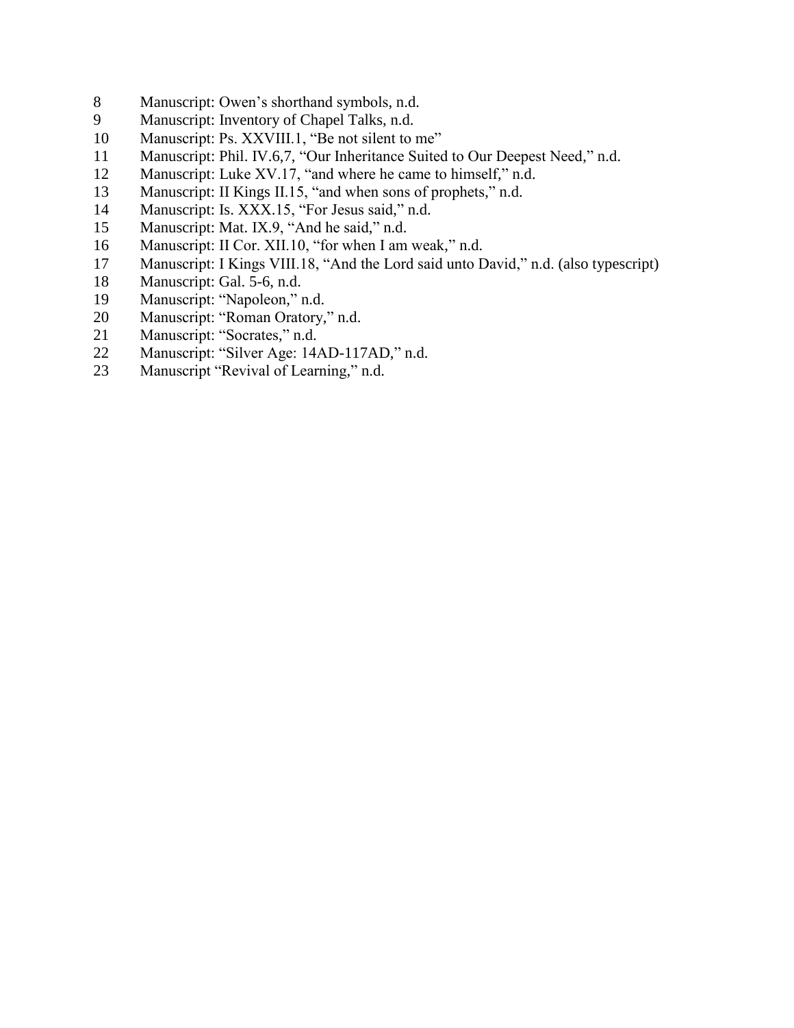8 Manuscript: Owen's shorthand symbols, n.d.
9 Manuscript: Inventory of Chapel Talks, n.d.
10 Manuscript: Ps. XXVIII.1, "Be not silent to me"
11 Manuscript: Phil. IV.6,7, "Our Inheritance Suited to Our Deepest Need," n.d.
12 Manuscript: Luke XV.17, "and where he came to himself," n.d.
13 Manuscript: II Kings II.15, "and when sons of prophets," n.d.
14 Manuscript: Is. XXX.15, "For Jesus said," n.d.
15 Manuscript: Mat. IX.9, "And he said," n.d.
16 Manuscript: II Cor. XII.10, "for when I am weak," n.d.
17 Manuscript: I Kings VIII.18, "And the Lord said unto David," n.d. (also typescript)
18 Manuscript: Gal. 5-6, n.d.
19 Manuscript: "Napoleon," n.d.
20 Manuscript: "Roman Oratory," n.d.
21 Manuscript: "Socrates," n.d.
22 Manuscript: "Silver Age: 14AD-117AD," n.d.
23 Manuscript "Revival of Learning," n.d.